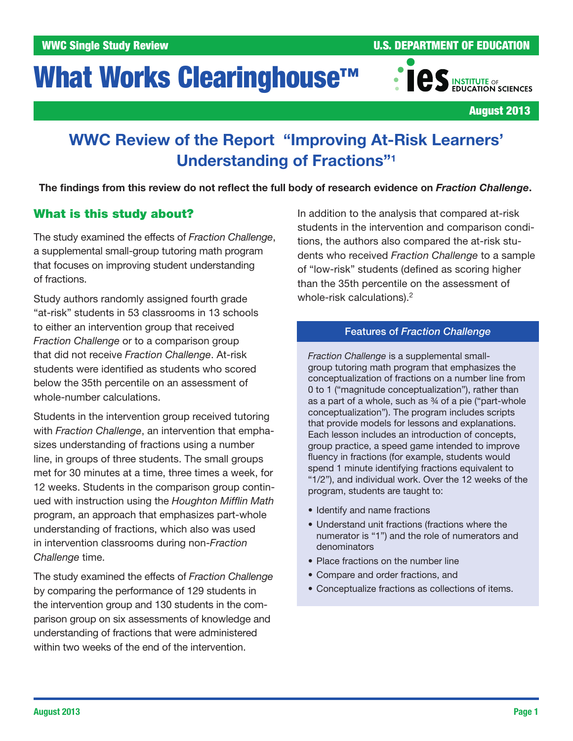WWC Single Study Review

U.S. DEPARTMENT OF EDUCATION

# What Works Clearinghouse™

INSTITUTE OF EDUCATION SCIENCES

August 2013

## WWC Review of the Report "Improving At-Risk Learners' Understanding of Fractions"[1]

**The findings from this review do not reflect the full body of research evidence on *Fraction Challenge*.**

### What is this study about?

The study examined the effects of *Fraction Challenge*, a supplemental small-group tutoring math program that focuses on improving student understanding of fractions.

Study authors randomly assigned fourth grade "at-risk" students in 53 classrooms in 13 schools to either an intervention group that received *Fraction Challenge* or to a comparison group that did not receive *Fraction Challenge*. At-risk students were identified as students who scored below the 35th percentile on an assessment of whole-number calculations.

Students in the intervention group received tutoring with *Fraction Challenge*, an intervention that emphasizes understanding of fractions using a number line, in groups of three students. The small groups met for 30 minutes at a time, three times a week, for 12 weeks. Students in the comparison group continued with instruction using the *Houghton Mifflin Math* program, an approach that emphasizes part-whole understanding of fractions, which also was used in intervention classrooms during non-*Fraction Challenge* time.

The study examined the effects of *Fraction Challenge* by comparing the performance of 129 students in the intervention group and 130 students in the comparison group on six assessments of knowledge and understanding of fractions that were administered within two weeks of the end of the intervention.

In addition to the analysis that compared at-risk students in the intervention and comparison conditions, the authors also compared the at-risk students who received *Fraction Challenge* to a sample of "low-risk" students (defined as scoring higher than the 35th percentile on the assessment of whole-risk calculations).[2]

#### Features of *Fraction Challenge*

*Fraction Challenge* is a supplemental small-group tutoring math program that emphasizes the conceptualization of fractions on a number line from 0 to 1 ("magnitude conceptualization"), rather than as a part of a whole, such as ¾ of a pie ("part-whole conceptualization"). The program includes scripts that provide models for lessons and explanations. Each lesson includes an introduction of concepts, group practice, a speed game intended to improve fluency in fractions (for example, students would spend 1 minute identifying fractions equivalent to "1/2"), and individual work. Over the 12 weeks of the program, students are taught to:

- Identify and name fractions
- Understand unit fractions (fractions where the numerator is "1") and the role of numerators and denominators
- Place fractions on the number line
- Compare and order fractions, and
- Conceptualize fractions as collections of items.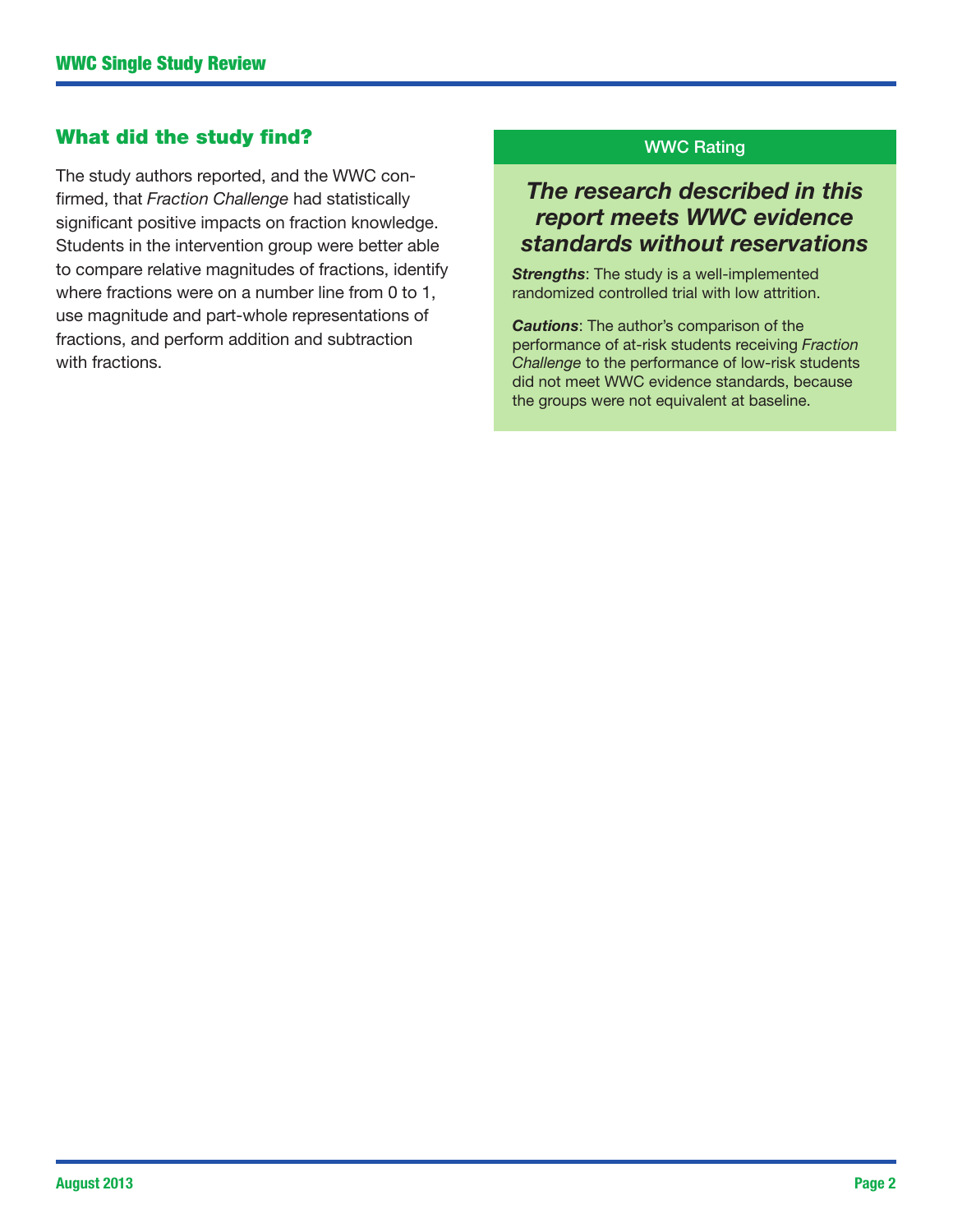## What did the study find?

The study authors reported, and the WWC confirmed, that *Fraction Challenge* had statistically significant positive impacts on fraction knowledge. Students in the intervention group were better able to compare relative magnitudes of fractions, identify where fractions were on a number line from 0 to 1, use magnitude and part-whole representations of fractions, and perform addition and subtraction with fractions.

### WWC Rating

***The research described in this report meets WWC evidence standards without reservations***

***Strengths***: The study is a well-implemented randomized controlled trial with low attrition.

***Cautions***: The author's comparison of the performance of at-risk students receiving *Fraction Challenge* to the performance of low-risk students did not meet WWC evidence standards, because the groups were not equivalent at baseline.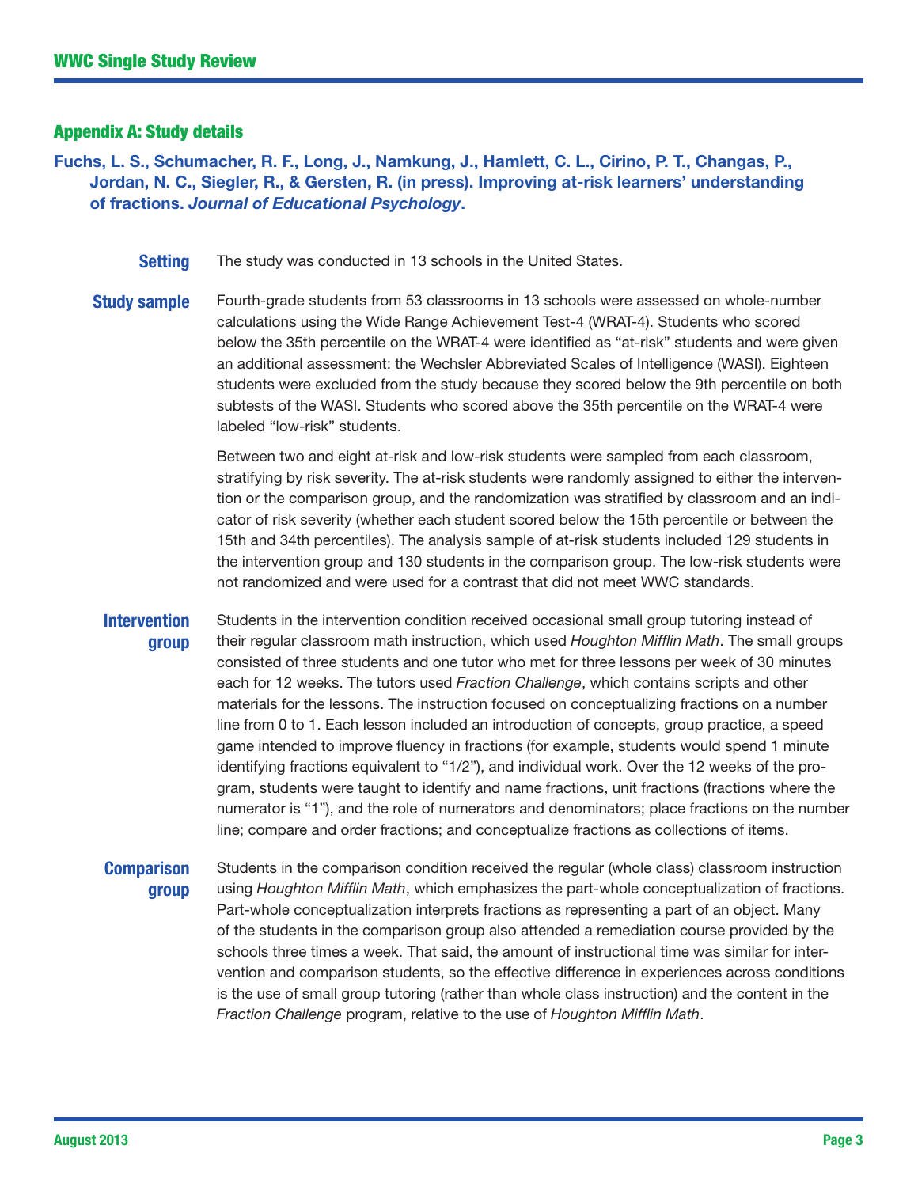## Appendix A: Study details

**Fuchs, L. S., Schumacher, R. F., Long, J., Namkung, J., Hamlett, C. L., Cirino, P. T., Changas, P., Jordan, N. C., Siegler, R., & Gersten, R. (in press). Improving at-risk learners' understanding of fractions. *Journal of Educational Psychology*.**

**Setting** The study was conducted in 13 schools in the United States.

**Study sample** Fourth-grade students from 53 classrooms in 13 schools were assessed on whole-number calculations using the Wide Range Achievement Test-4 (WRAT-4). Students who scored below the 35th percentile on the WRAT-4 were identified as "at-risk" students and were given an additional assessment: the Wechsler Abbreviated Scales of Intelligence (WASI). Eighteen students were excluded from the study because they scored below the 9th percentile on both subtests of the WASI. Students who scored above the 35th percentile on the WRAT-4 were labeled "low-risk" students.

Between two and eight at-risk and low-risk students were sampled from each classroom, stratifying by risk severity. The at-risk students were randomly assigned to either the intervention or the comparison group, and the randomization was stratified by classroom and an indicator of risk severity (whether each student scored below the 15th percentile or between the 15th and 34th percentiles). The analysis sample of at-risk students included 129 students in the intervention group and 130 students in the comparison group. The low-risk students were not randomized and were used for a contrast that did not meet WWC standards.

**Intervention group** Students in the intervention condition received occasional small group tutoring instead of their regular classroom math instruction, which used *Houghton Mifflin Math*. The small groups consisted of three students and one tutor who met for three lessons per week of 30 minutes each for 12 weeks. The tutors used *Fraction Challenge*, which contains scripts and other materials for the lessons. The instruction focused on conceptualizing fractions on a number line from 0 to 1. Each lesson included an introduction of concepts, group practice, a speed game intended to improve fluency in fractions (for example, students would spend 1 minute identifying fractions equivalent to "1/2"), and individual work. Over the 12 weeks of the program, students were taught to identify and name fractions, unit fractions (fractions where the numerator is "1"), and the role of numerators and denominators; place fractions on the number line; compare and order fractions; and conceptualize fractions as collections of items.

**Comparison group** Students in the comparison condition received the regular (whole class) classroom instruction using *Houghton Mifflin Math*, which emphasizes the part-whole conceptualization of fractions. Part-whole conceptualization interprets fractions as representing a part of an object. Many of the students in the comparison group also attended a remediation course provided by the schools three times a week. That said, the amount of instructional time was similar for intervention and comparison students, so the effective difference in experiences across conditions is the use of small group tutoring (rather than whole class instruction) and the content in the *Fraction Challenge* program, relative to the use of *Houghton Mifflin Math*.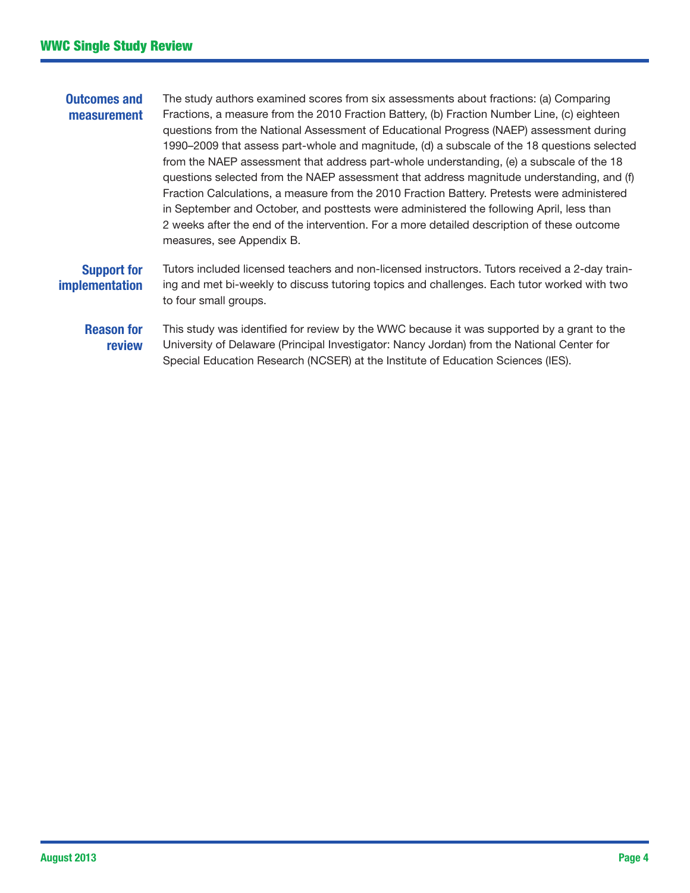**Outcomes and measurement**

The study authors examined scores from six assessments about fractions: (a) Comparing Fractions, a measure from the 2010 Fraction Battery, (b) Fraction Number Line, (c) eighteen questions from the National Assessment of Educational Progress (NAEP) assessment during 1990–2009 that assess part-whole and magnitude, (d) a subscale of the 18 questions selected from the NAEP assessment that address part-whole understanding, (e) a subscale of the 18 questions selected from the NAEP assessment that address magnitude understanding, and (f) Fraction Calculations, a measure from the 2010 Fraction Battery. Pretests were administered in September and October, and posttests were administered the following April, less than 2 weeks after the end of the intervention. For a more detailed description of these outcome measures, see Appendix B.

**Support for implementation**

Tutors included licensed teachers and non-licensed instructors. Tutors received a 2-day training and met bi-weekly to discuss tutoring topics and challenges. Each tutor worked with two to four small groups.

**Reason for review**

This study was identified for review by the WWC because it was supported by a grant to the University of Delaware (Principal Investigator: Nancy Jordan) from the National Center for Special Education Research (NCSER) at the Institute of Education Sciences (IES).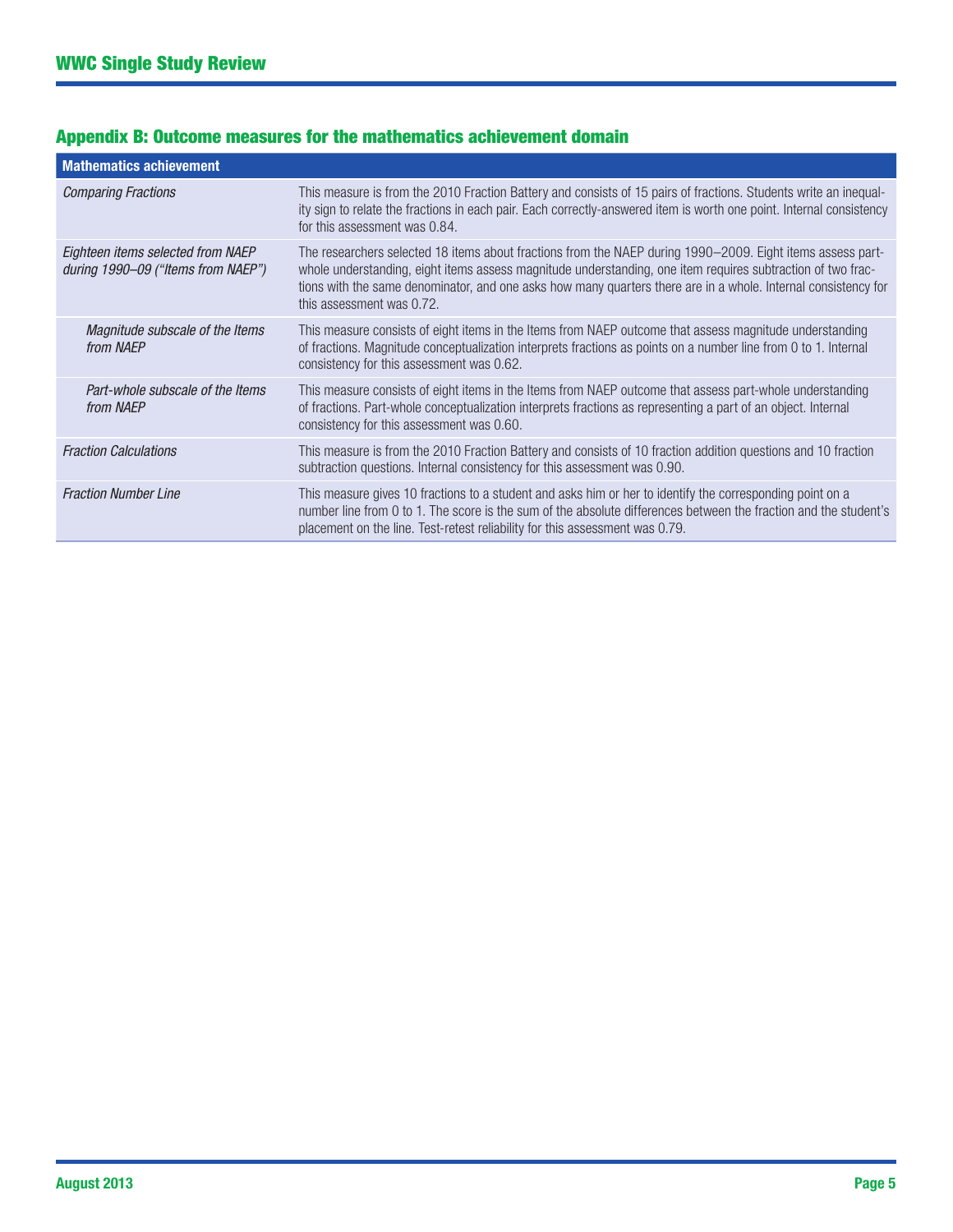## Appendix B: Outcome measures for the mathematics achievement domain

| Mathematics achievement | |
|---|---|
| *Comparing Fractions* | This measure is from the 2010 Fraction Battery and consists of 15 pairs of fractions. Students write an inequality sign to relate the fractions in each pair. Each correctly-answered item is worth one point. Internal consistency for this assessment was 0.84. |
| *Eighteen items selected from NAEP during 1990–09 ("Items from NAEP")* | The researchers selected 18 items about fractions from the NAEP during 1990–2009. Eight items assess part-whole understanding, eight items assess magnitude understanding, one item requires subtraction of two fractions with the same denominator, and one asks how many quarters there are in a whole. Internal consistency for this assessment was 0.72. |
| *Magnitude subscale of the Items from NAEP* | This measure consists of eight items in the Items from NAEP outcome that assess magnitude understanding of fractions. Magnitude conceptualization interprets fractions as points on a number line from 0 to 1. Internal consistency for this assessment was 0.62. |
| *Part-whole subscale of the Items from NAEP* | This measure consists of eight items in the Items from NAEP outcome that assess part-whole understanding of fractions. Part-whole conceptualization interprets fractions as representing a part of an object. Internal consistency for this assessment was 0.60. |
| *Fraction Calculations* | This measure is from the 2010 Fraction Battery and consists of 10 fraction addition questions and 10 fraction subtraction questions. Internal consistency for this assessment was 0.90. |
| *Fraction Number Line* | This measure gives 10 fractions to a student and asks him or her to identify the corresponding point on a number line from 0 to 1. The score is the sum of the absolute differences between the fraction and the student's placement on the line. Test-retest reliability for this assessment was 0.79. |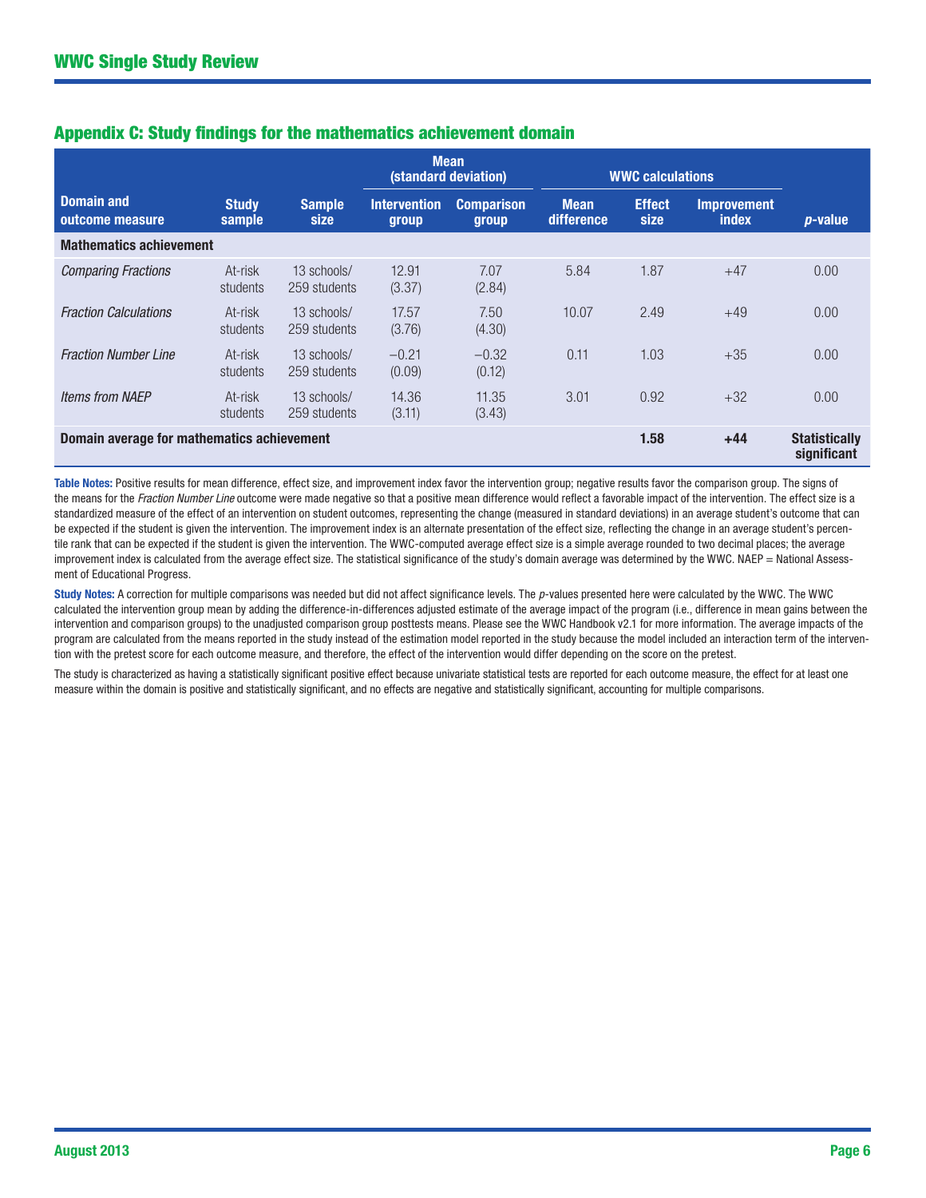## Appendix C: Study findings for the mathematics achievement domain

| Domain and outcome measure | Study sample | Sample size | Mean (standard deviation) | | WWC calculations | | | p-value |
|---|---|---|---|---|---|---|---|---|
| | | | Intervention group | Comparison group | Mean difference | Effect size | Improvement index | |
| **Mathematics achievement** | | | | | | | | |
| *Comparing Fractions* | At-risk students | 13 schools/ 259 students | 12.91 (3.37) | 7.07 (2.84) | 5.84 | 1.87 | +47 | 0.00 |
| *Fraction Calculations* | At-risk students | 13 schools/ 259 students | 17.57 (3.76) | 7.50 (4.30) | 10.07 | 2.49 | +49 | 0.00 |
| *Fraction Number Line* | At-risk students | 13 schools/ 259 students | −0.21 (0.09) | −0.32 (0.12) | 0.11 | 1.03 | +35 | 0.00 |
| *Items from NAEP* | At-risk students | 13 schools/ 259 students | 14.36 (3.11) | 11.35 (3.43) | 3.01 | 0.92 | +32 | 0.00 |
| **Domain average for mathematics achievement** | | | | | | **1.58** | **+44** | **Statistically significant** |

**Table Notes:** Positive results for mean difference, effect size, and improvement index favor the intervention group; negative results favor the comparison group. The signs of the means for the *Fraction Number Line* outcome were made negative so that a positive mean difference would reflect a favorable impact of the intervention. The effect size is a standardized measure of the effect of an intervention on student outcomes, representing the change (measured in standard deviations) in an average student's outcome that can be expected if the student is given the intervention. The improvement index is an alternate presentation of the effect size, reflecting the change in an average student's percentile rank that can be expected if the student is given the intervention. The WWC-computed average effect size is a simple average rounded to two decimal places; the average improvement index is calculated from the average effect size. The statistical significance of the study's domain average was determined by the WWC. NAEP = National Assessment of Educational Progress.

**Study Notes:** A correction for multiple comparisons was needed but did not affect significance levels. The *p*-values presented here were calculated by the WWC. The WWC calculated the intervention group mean by adding the difference-in-differences adjusted estimate of the average impact of the program (i.e., difference in mean gains between the intervention and comparison groups) to the unadjusted comparison group posttests means. Please see the WWC Handbook v2.1 for more information. The average impacts of the program are calculated from the means reported in the study instead of the estimation model reported in the study because the model included an interaction term of the intervention with the pretest score for each outcome measure, and therefore, the effect of the intervention would differ depending on the score on the pretest.

The study is characterized as having a statistically significant positive effect because univariate statistical tests are reported for each outcome measure, the effect for at least one measure within the domain is positive and statistically significant, and no effects are negative and statistically significant, accounting for multiple comparisons.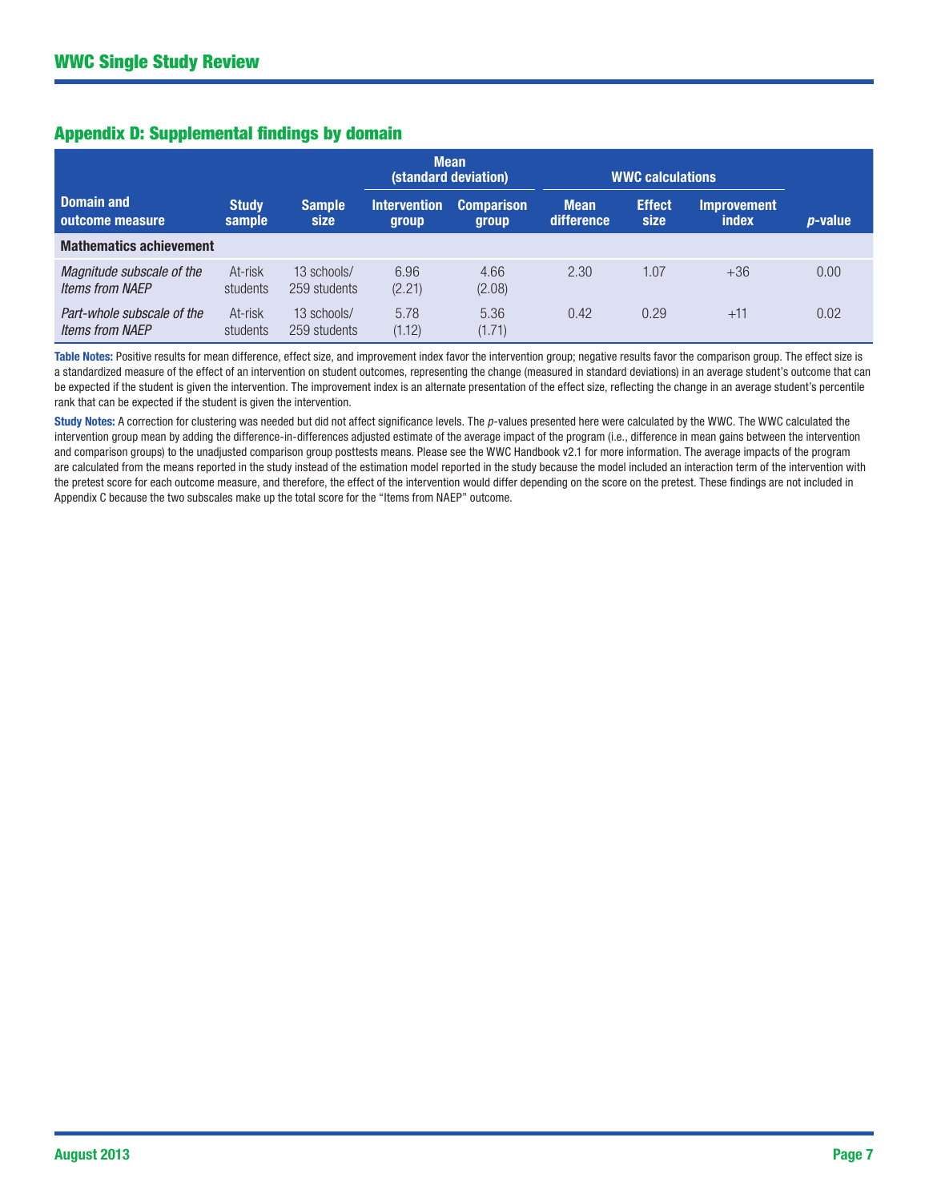## Appendix D: Supplemental findings by domain

| Domain and outcome measure | Study sample | Sample size | Mean (standard deviation) | | WWC calculations | | | |
|---|---|---|---|---|---|---|---|---|
| | | | Intervention group | Comparison group | Mean difference | Effect size | Improvement index | *p*-value |
| **Mathematics achievement** | | | | | | | | |
| *Magnitude subscale of the Items from NAEP* | At-risk students | 13 schools/ 259 students | 6.96 (2.21) | 4.66 (2.08) | 2.30 | 1.07 | +36 | 0.00 |
| *Part-whole subscale of the Items from NAEP* | At-risk students | 13 schools/ 259 students | 5.78 (1.12) | 5.36 (1.71) | 0.42 | 0.29 | +11 | 0.02 |

**Table Notes:** Positive results for mean difference, effect size, and improvement index favor the intervention group; negative results favor the comparison group. The effect size is a standardized measure of the effect of an intervention on student outcomes, representing the change (measured in standard deviations) in an average student's outcome that can be expected if the student is given the intervention. The improvement index is an alternate presentation of the effect size, reflecting the change in an average student's percentile rank that can be expected if the student is given the intervention.

**Study Notes:** A correction for clustering was needed but did not affect significance levels. The *p*-values presented here were calculated by the WWC. The WWC calculated the intervention group mean by adding the difference-in-differences adjusted estimate of the average impact of the program (i.e., difference in mean gains between the intervention and comparison groups) to the unadjusted comparison group posttests means. Please see the WWC Handbook v2.1 for more information. The average impacts of the program are calculated from the means reported in the study instead of the estimation model reported in the study because the model included an interaction term of the intervention with the pretest score for each outcome measure, and therefore, the effect of the intervention would differ depending on the score on the pretest. These findings are not included in Appendix C because the two subscales make up the total score for the "Items from NAEP" outcome.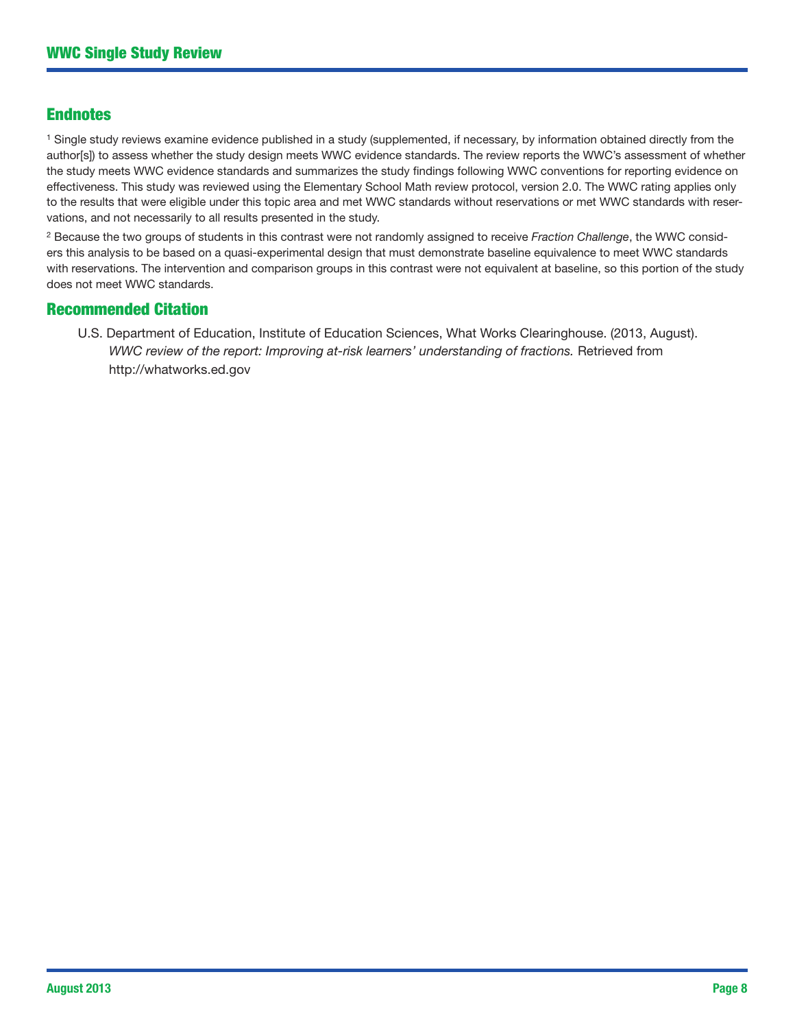## Endnotes

[1] Single study reviews examine evidence published in a study (supplemented, if necessary, by information obtained directly from the author[s]) to assess whether the study design meets WWC evidence standards. The review reports the WWC's assessment of whether the study meets WWC evidence standards and summarizes the study findings following WWC conventions for reporting evidence on effectiveness. This study was reviewed using the Elementary School Math review protocol, version 2.0. The WWC rating applies only to the results that were eligible under this topic area and met WWC standards without reservations or met WWC standards with reservations, and not necessarily to all results presented in the study.

[2] Because the two groups of students in this contrast were not randomly assigned to receive *Fraction Challenge*, the WWC considers this analysis to be based on a quasi-experimental design that must demonstrate baseline equivalence to meet WWC standards with reservations. The intervention and comparison groups in this contrast were not equivalent at baseline, so this portion of the study does not meet WWC standards.

## Recommended Citation

U.S. Department of Education, Institute of Education Sciences, What Works Clearinghouse. (2013, August). *WWC review of the report: Improving at-risk learners' understanding of fractions.* Retrieved from http://whatworks.ed.gov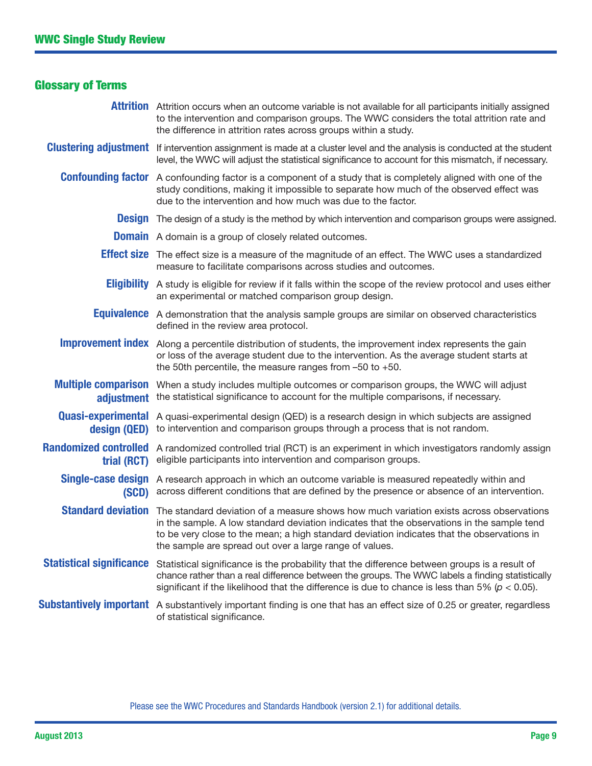## Glossary of Terms

**Attrition** Attrition occurs when an outcome variable is not available for all participants initially assigned to the intervention and comparison groups. The WWC considers the total attrition rate and the difference in attrition rates across groups within a study.

**Clustering adjustment** If intervention assignment is made at a cluster level and the analysis is conducted at the student level, the WWC will adjust the statistical significance to account for this mismatch, if necessary.

**Confounding factor** A confounding factor is a component of a study that is completely aligned with one of the study conditions, making it impossible to separate how much of the observed effect was due to the intervention and how much was due to the factor.

**Design** The design of a study is the method by which intervention and comparison groups were assigned.

**Domain** A domain is a group of closely related outcomes.

**Effect size** The effect size is a measure of the magnitude of an effect. The WWC uses a standardized measure to facilitate comparisons across studies and outcomes.

**Eligibility** A study is eligible for review if it falls within the scope of the review protocol and uses either an experimental or matched comparison group design.

**Equivalence** A demonstration that the analysis sample groups are similar on observed characteristics defined in the review area protocol.

**Improvement index** Along a percentile distribution of students, the improvement index represents the gain or loss of the average student due to the intervention. As the average student starts at the 50th percentile, the measure ranges from –50 to +50.

**Multiple comparison adjustment** When a study includes multiple outcomes or comparison groups, the WWC will adjust the statistical significance to account for the multiple comparisons, if necessary.

**Quasi-experimental design (QED)** A quasi-experimental design (QED) is a research design in which subjects are assigned to intervention and comparison groups through a process that is not random.

**Randomized controlled trial (RCT)** A randomized controlled trial (RCT) is an experiment in which investigators randomly assign eligible participants into intervention and comparison groups.

**Single-case design (SCD)** A research approach in which an outcome variable is measured repeatedly within and across different conditions that are defined by the presence or absence of an intervention.

**Standard deviation** The standard deviation of a measure shows how much variation exists across observations in the sample. A low standard deviation indicates that the observations in the sample tend to be very close to the mean; a high standard deviation indicates that the observations in the sample are spread out over a large range of values.

**Statistical significance** Statistical significance is the probability that the difference between groups is a result of chance rather than a real difference between the groups. The WWC labels a finding statistically significant if the likelihood that the difference is due to chance is less than 5% ($p < 0.05$).

**Substantively important** A substantively important finding is one that has an effect size of 0.25 or greater, regardless of statistical significance.

Please see the WWC Procedures and Standards Handbook (version 2.1) for additional details.